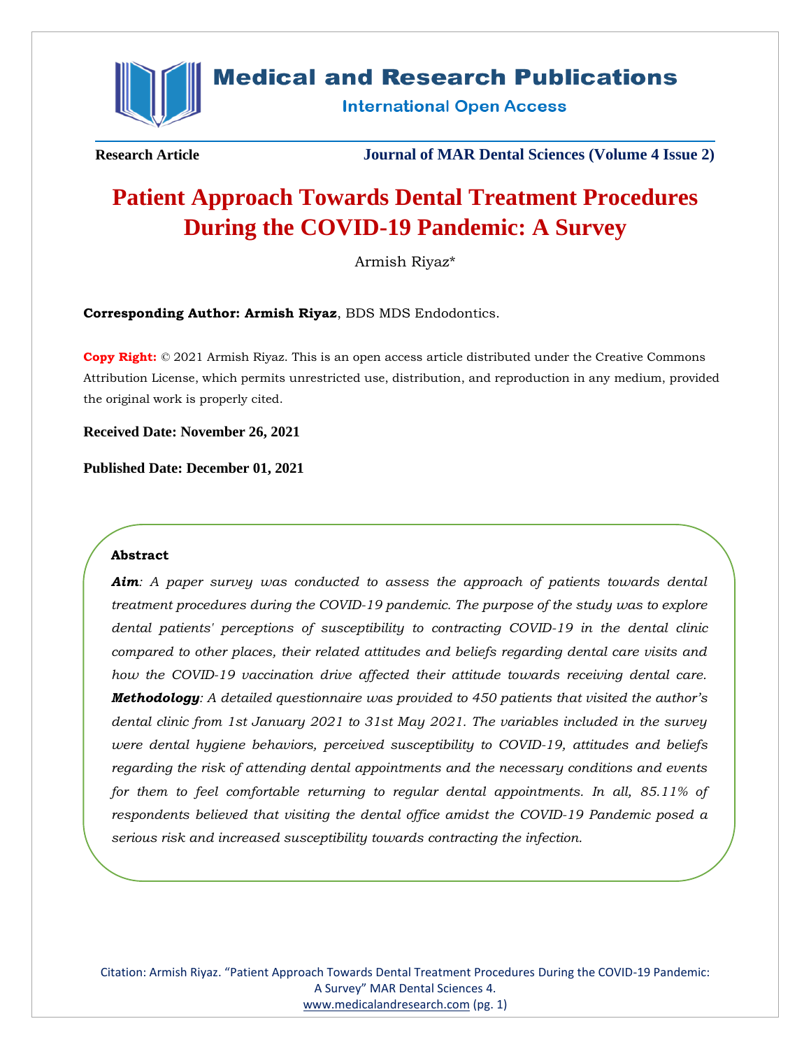**Research Article** | **Journal of MAR Dental Sciences (Volume 4 Issue 2)**

# Patient Approach Towards Dental Treatment Procedures During the COVID-19 Pandemic: A Survey

Armish Riyaz*

**Corresponding Author: Armish Riyaz**, BDS MDS Endodontics.

**Copy Right:** © 2021 Armish Riyaz. This is an open access article distributed under the Creative Commons Attribution License, which permits unrestricted use, distribution, and reproduction in any medium, provided the original work is properly cited.

**Received Date: November 26, 2021**

**Published Date: December 01, 2021**

### Abstract

***Aim****: A paper survey was conducted to assess the approach of patients towards dental treatment procedures during the COVID-19 pandemic. The purpose of the study was to explore dental patients' perceptions of susceptibility to contracting COVID-19 in the dental clinic compared to other places, their related attitudes and beliefs regarding dental care visits and how the COVID-19 vaccination drive affected their attitude towards receiving dental care.*

***Methodology****: A detailed questionnaire was provided to 450 patients that visited the author's dental clinic from 1st January 2021 to 31st May 2021. The variables included in the survey were dental hygiene behaviors, perceived susceptibility to COVID-19, attitudes and beliefs regarding the risk of attending dental appointments and the necessary conditions and events for them to feel comfortable returning to regular dental appointments. In all, 85.11% of respondents believed that visiting the dental office amidst the COVID-19 Pandemic posed a serious risk and increased susceptibility towards contracting the infection.*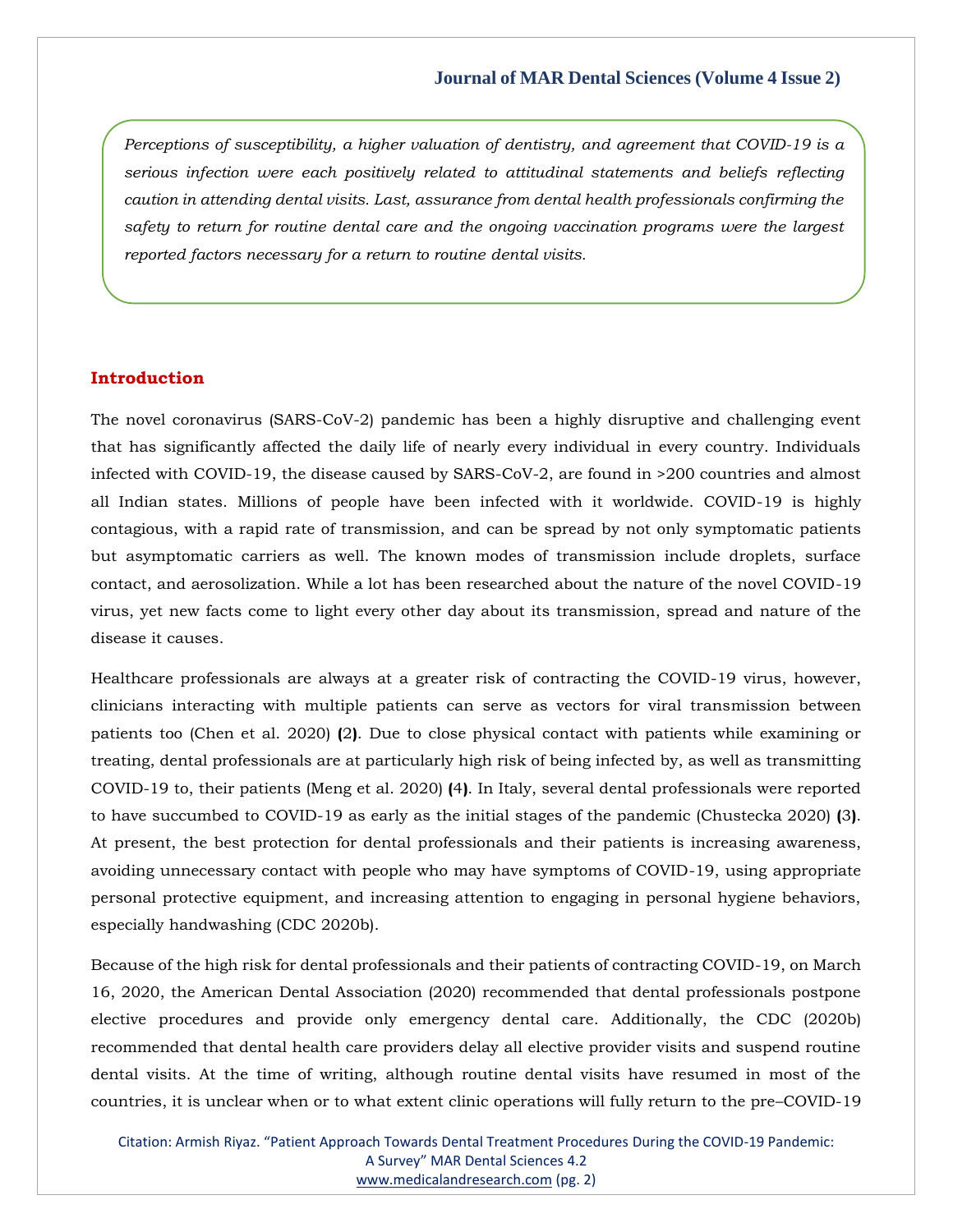*Perceptions of susceptibility, a higher valuation of dentistry, and agreement that COVID-19 is a serious infection were each positively related to attitudinal statements and beliefs reflecting caution in attending dental visits. Last, assurance from dental health professionals confirming the safety to return for routine dental care and the ongoing vaccination programs were the largest reported factors necessary for a return to routine dental visits.*

## Introduction

The novel coronavirus (SARS-CoV-2) pandemic has been a highly disruptive and challenging event that has significantly affected the daily life of nearly every individual in every country. Individuals infected with COVID-19, the disease caused by SARS-CoV-2, are found in >200 countries and almost all Indian states. Millions of people have been infected with it worldwide. COVID-19 is highly contagious, with a rapid rate of transmission, and can be spread by not only symptomatic patients but asymptomatic carriers as well. The known modes of transmission include droplets, surface contact, and aerosolization. While a lot has been researched about the nature of the novel COVID-19 virus, yet new facts come to light every other day about its transmission, spread and nature of the disease it causes.

Healthcare professionals are always at a greater risk of contracting the COVID-19 virus, however, clinicians interacting with multiple patients can serve as vectors for viral transmission between patients too (Chen et al. 2020) **(**2**)**. Due to close physical contact with patients while examining or treating, dental professionals are at particularly high risk of being infected by, as well as transmitting COVID-19 to, their patients (Meng et al. 2020) **(**4**)**. In Italy, several dental professionals were reported to have succumbed to COVID-19 as early as the initial stages of the pandemic (Chustecka 2020) **(**3**)**. At present, the best protection for dental professionals and their patients is increasing awareness, avoiding unnecessary contact with people who may have symptoms of COVID-19, using appropriate personal protective equipment, and increasing attention to engaging in personal hygiene behaviors, especially handwashing (CDC 2020b).

Because of the high risk for dental professionals and their patients of contracting COVID-19, on March 16, 2020, the American Dental Association (2020) recommended that dental professionals postpone elective procedures and provide only emergency dental care. Additionally, the CDC (2020b) recommended that dental health care providers delay all elective provider visits and suspend routine dental visits. At the time of writing, although routine dental visits have resumed in most of the countries, it is unclear when or to what extent clinic operations will fully return to the pre–COVID-19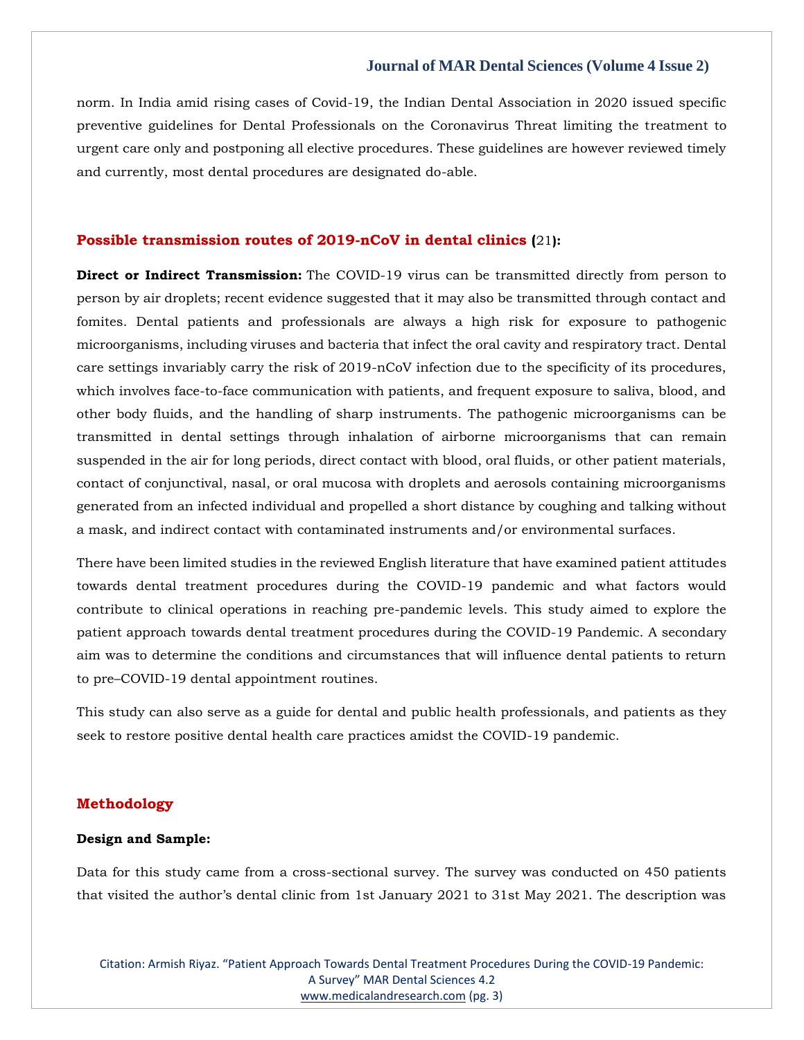norm. In India amid rising cases of Covid-19, the Indian Dental Association in 2020 issued specific preventive guidelines for Dental Professionals on the Coronavirus Threat limiting the treatment to urgent care only and postponing all elective procedures. These guidelines are however reviewed timely and currently, most dental procedures are designated do-able.

## Possible transmission routes of 2019-nCoV in dental clinics (21):

**Direct or Indirect Transmission:** The COVID-19 virus can be transmitted directly from person to person by air droplets; recent evidence suggested that it may also be transmitted through contact and fomites. Dental patients and professionals are always a high risk for exposure to pathogenic microorganisms, including viruses and bacteria that infect the oral cavity and respiratory tract. Dental care settings invariably carry the risk of 2019-nCoV infection due to the specificity of its procedures, which involves face-to-face communication with patients, and frequent exposure to saliva, blood, and other body fluids, and the handling of sharp instruments. The pathogenic microorganisms can be transmitted in dental settings through inhalation of airborne microorganisms that can remain suspended in the air for long periods, direct contact with blood, oral fluids, or other patient materials, contact of conjunctival, nasal, or oral mucosa with droplets and aerosols containing microorganisms generated from an infected individual and propelled a short distance by coughing and talking without a mask, and indirect contact with contaminated instruments and/or environmental surfaces.

There have been limited studies in the reviewed English literature that have examined patient attitudes towards dental treatment procedures during the COVID-19 pandemic and what factors would contribute to clinical operations in reaching pre-pandemic levels. This study aimed to explore the patient approach towards dental treatment procedures during the COVID-19 Pandemic. A secondary aim was to determine the conditions and circumstances that will influence dental patients to return to pre–COVID-19 dental appointment routines.

This study can also serve as a guide for dental and public health professionals, and patients as they seek to restore positive dental health care practices amidst the COVID-19 pandemic.

## Methodology

### Design and Sample:

Data for this study came from a cross-sectional survey. The survey was conducted on 450 patients that visited the author's dental clinic from 1st January 2021 to 31st May 2021. The description was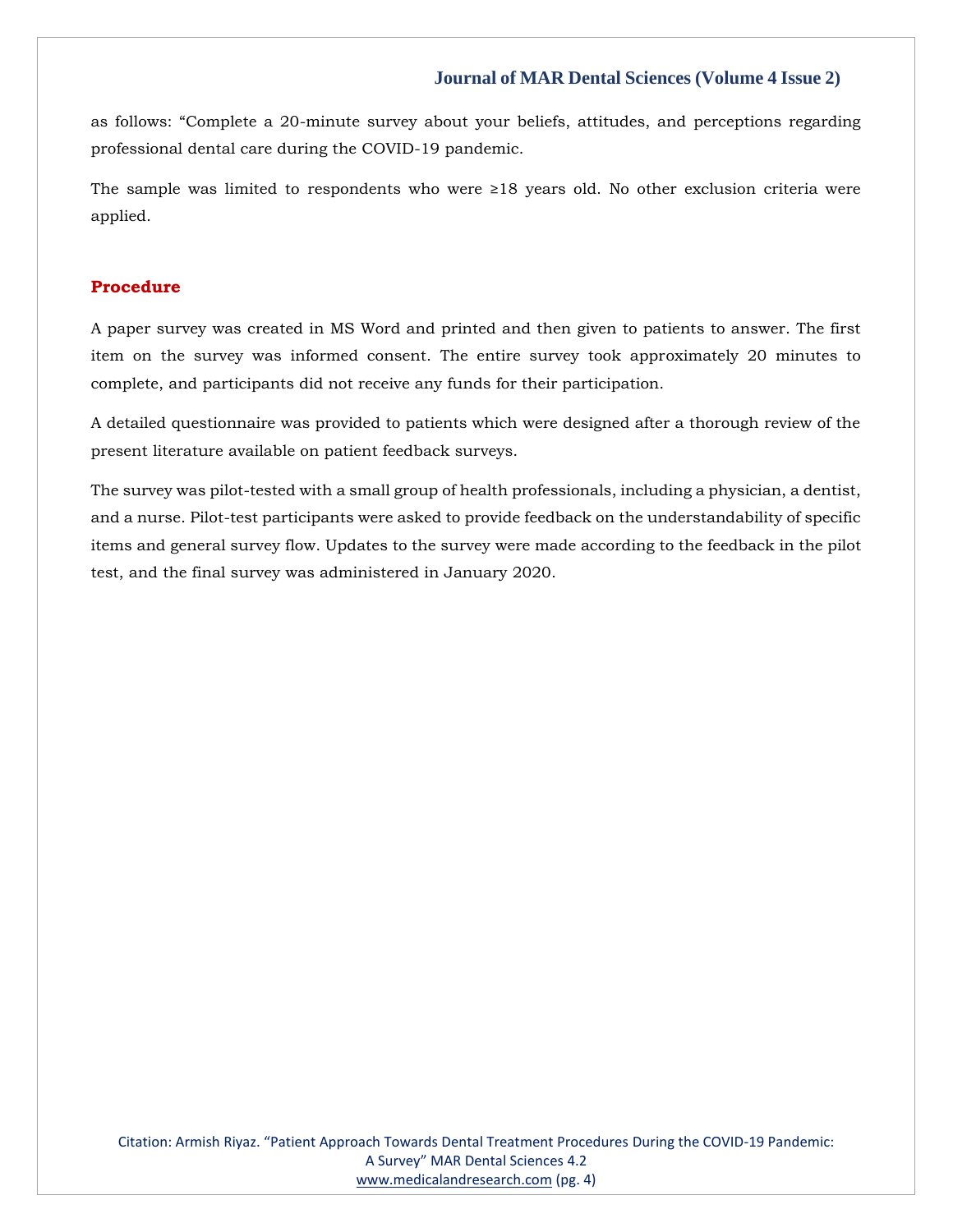as follows: "Complete a 20-minute survey about your beliefs, attitudes, and perceptions regarding professional dental care during the COVID-19 pandemic.

The sample was limited to respondents who were ≥18 years old. No other exclusion criteria were applied.

## Procedure

A paper survey was created in MS Word and printed and then given to patients to answer. The first item on the survey was informed consent. The entire survey took approximately 20 minutes to complete, and participants did not receive any funds for their participation.

A detailed questionnaire was provided to patients which were designed after a thorough review of the present literature available on patient feedback surveys.

The survey was pilot-tested with a small group of health professionals, including a physician, a dentist, and a nurse. Pilot-test participants were asked to provide feedback on the understandability of specific items and general survey flow. Updates to the survey were made according to the feedback in the pilot test, and the final survey was administered in January 2020.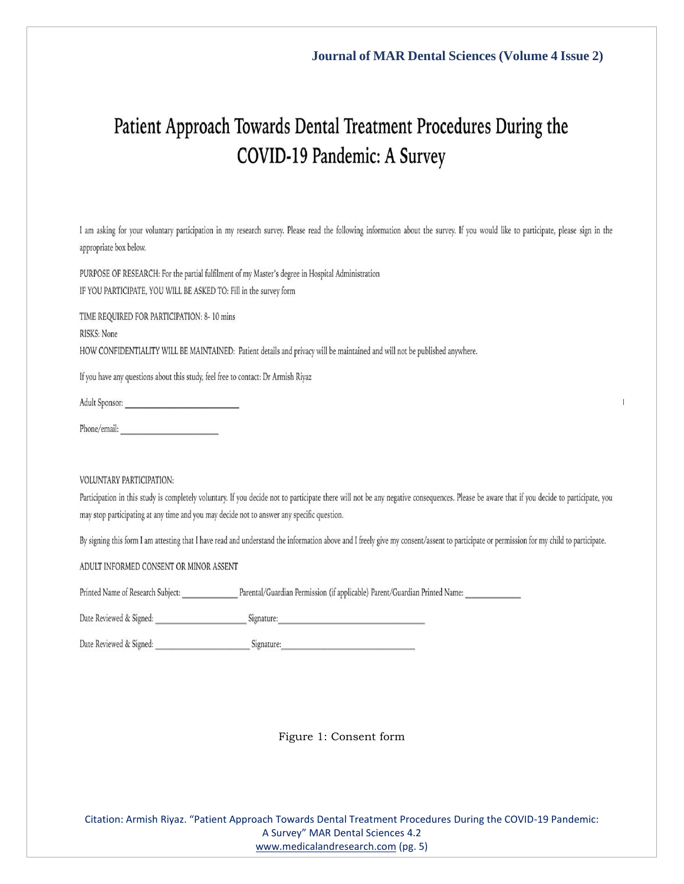# Patient Approach Towards Dental Treatment Procedures During the COVID-19 Pandemic: A Survey

I am asking for your voluntary participation in my research survey. Please read the following information about the survey. If you would like to participate, please sign in the appropriate box below.

PURPOSE OF RESEARCH: For the partial fulfilment of my Master's degree in Hospital Administration

IF YOU PARTICIPATE, YOU WILL BE ASKED TO: Fill in the survey form

TIME REQUIRED FOR PARTICIPATION: 8- 10 mins

RISKS: None

HOW CONFIDENTIALITY WILL BE MAINTAINED: Patient details and privacy will be maintained and will not be published anywhere.

If you have any questions about this study, feel free to contact: Dr Armish Riyaz

Adult Sponsor: ______________________

Phone/email: ______________________

VOLUNTARY PARTICIPATION:

Participation in this study is completely voluntary. If you decide not to participate there will not be any negative consequences. Please be aware that if you decide to participate, you may stop participating at any time and you may decide not to answer any specific question.

By signing this form I am attesting that I have read and understand the information above and I freely give my consent/assent to participate or permission for my child to participate.

ADULT INFORMED CONSENT OR MINOR ASSENT

Printed Name of Research Subject: ____________ Parental/Guardian Permission (if applicable) Parent/Guardian Printed Name: ____________

Date Reviewed & Signed: ____________________ Signature: ______________________________

Date Reviewed & Signed: ____________________ Signature: ______________________________

Figure 1: Consent form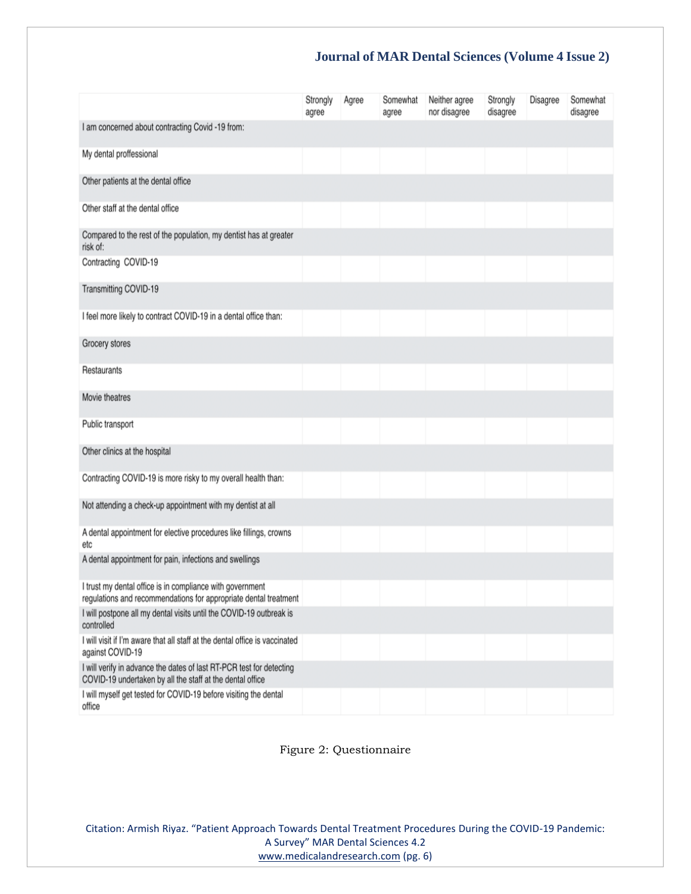| | Strongly agree | Agree | Somewhat agree | Neither agree nor disagree | Strongly disagree | Disagree | Somewhat disagree |
|---|---|---|---|---|---|---|---|
| I am concerned about contracting Covid -19 from: | | | | | | | |
| My dental proffessional | | | | | | | |
| Other patients at the dental office | | | | | | | |
| Other staff at the dental office | | | | | | | |
| Compared to the rest of the population, my dentist has at greater risk of: | | | | | | | |
| Contracting COVID-19 | | | | | | | |
| Transmitting COVID-19 | | | | | | | |
| I feel more likely to contract COVID-19 in a dental office than: | | | | | | | |
| Grocery stores | | | | | | | |
| Restaurants | | | | | | | |
| Movie theatres | | | | | | | |
| Public transport | | | | | | | |
| Other clinics at the hospital | | | | | | | |
| Contracting COVID-19 is more risky to my overall health than: | | | | | | | |
| Not attending a check-up appointment with my dentist at all | | | | | | | |
| A dental appointment for elective procedures like fillings, crowns etc | | | | | | | |
| A dental appointment for pain, infections and swellings | | | | | | | |
| I trust my dental office is in compliance with government regulations and recommendations for appropriate dental treatment | | | | | | | |
| I will postpone all my dental visits until the COVID-19 outbreak is controlled | | | | | | | |
| I will visit if I'm aware that all staff at the dental office is vaccinated against COVID-19 | | | | | | | |
| I will verify in advance the dates of last RT-PCR test for detecting COVID-19 undertaken by all the staff at the dental office | | | | | | | |
| I will myself get tested for COVID-19 before visiting the dental office | | | | | | | |

Figure 2: Questionnaire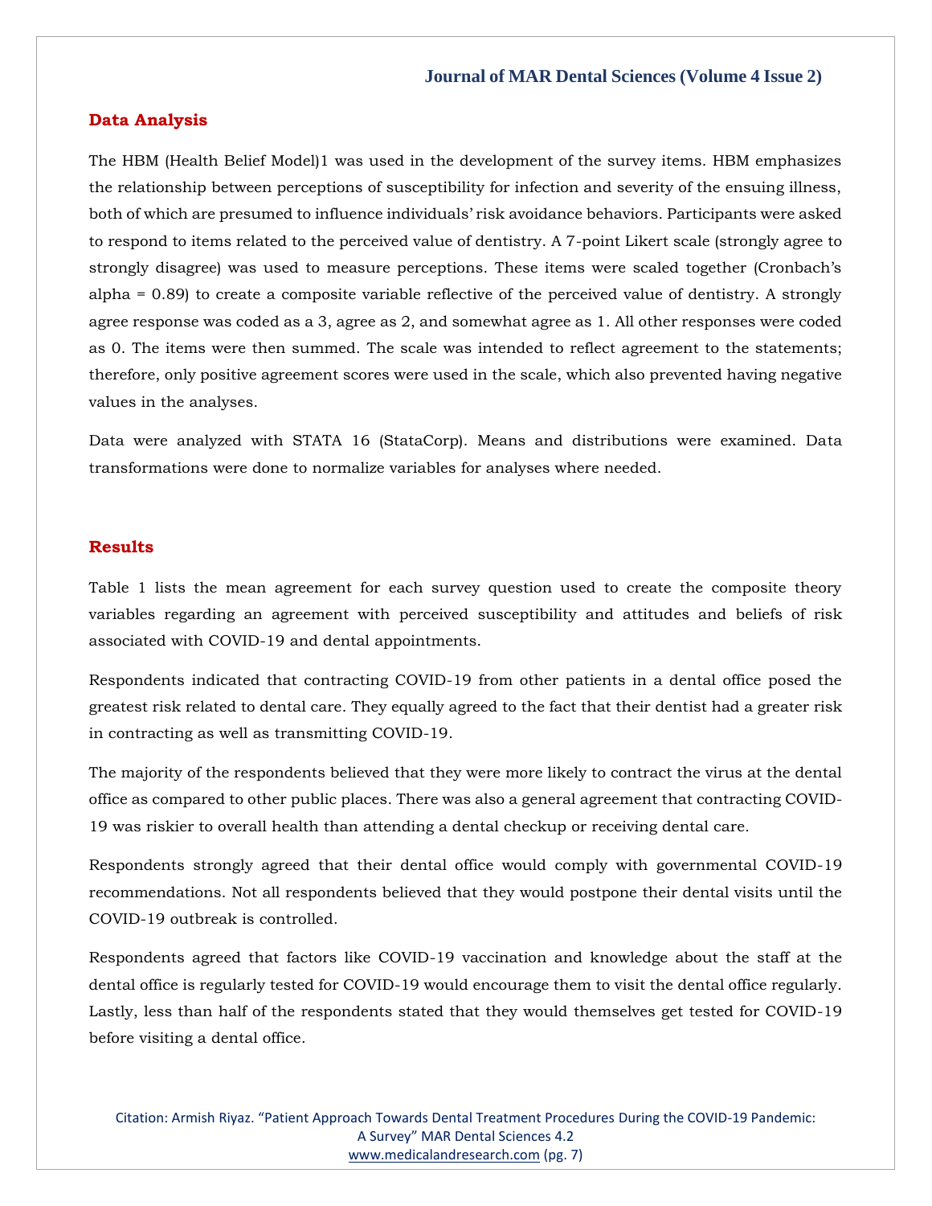## Data Analysis

The HBM (Health Belief Model)1 was used in the development of the survey items. HBM emphasizes the relationship between perceptions of susceptibility for infection and severity of the ensuing illness, both of which are presumed to influence individuals' risk avoidance behaviors. Participants were asked to respond to items related to the perceived value of dentistry. A 7-point Likert scale (strongly agree to strongly disagree) was used to measure perceptions. These items were scaled together (Cronbach's alpha = 0.89) to create a composite variable reflective of the perceived value of dentistry. A strongly agree response was coded as a 3, agree as 2, and somewhat agree as 1. All other responses were coded as 0. The items were then summed. The scale was intended to reflect agreement to the statements; therefore, only positive agreement scores were used in the scale, which also prevented having negative values in the analyses.

Data were analyzed with STATA 16 (StataCorp). Means and distributions were examined. Data transformations were done to normalize variables for analyses where needed.

## Results

Table 1 lists the mean agreement for each survey question used to create the composite theory variables regarding an agreement with perceived susceptibility and attitudes and beliefs of risk associated with COVID-19 and dental appointments.

Respondents indicated that contracting COVID-19 from other patients in a dental office posed the greatest risk related to dental care. They equally agreed to the fact that their dentist had a greater risk in contracting as well as transmitting COVID-19.

The majority of the respondents believed that they were more likely to contract the virus at the dental office as compared to other public places. There was also a general agreement that contracting COVID-19 was riskier to overall health than attending a dental checkup or receiving dental care.

Respondents strongly agreed that their dental office would comply with governmental COVID-19 recommendations. Not all respondents believed that they would postpone their dental visits until the COVID-19 outbreak is controlled.

Respondents agreed that factors like COVID-19 vaccination and knowledge about the staff at the dental office is regularly tested for COVID-19 would encourage them to visit the dental office regularly. Lastly, less than half of the respondents stated that they would themselves get tested for COVID-19 before visiting a dental office.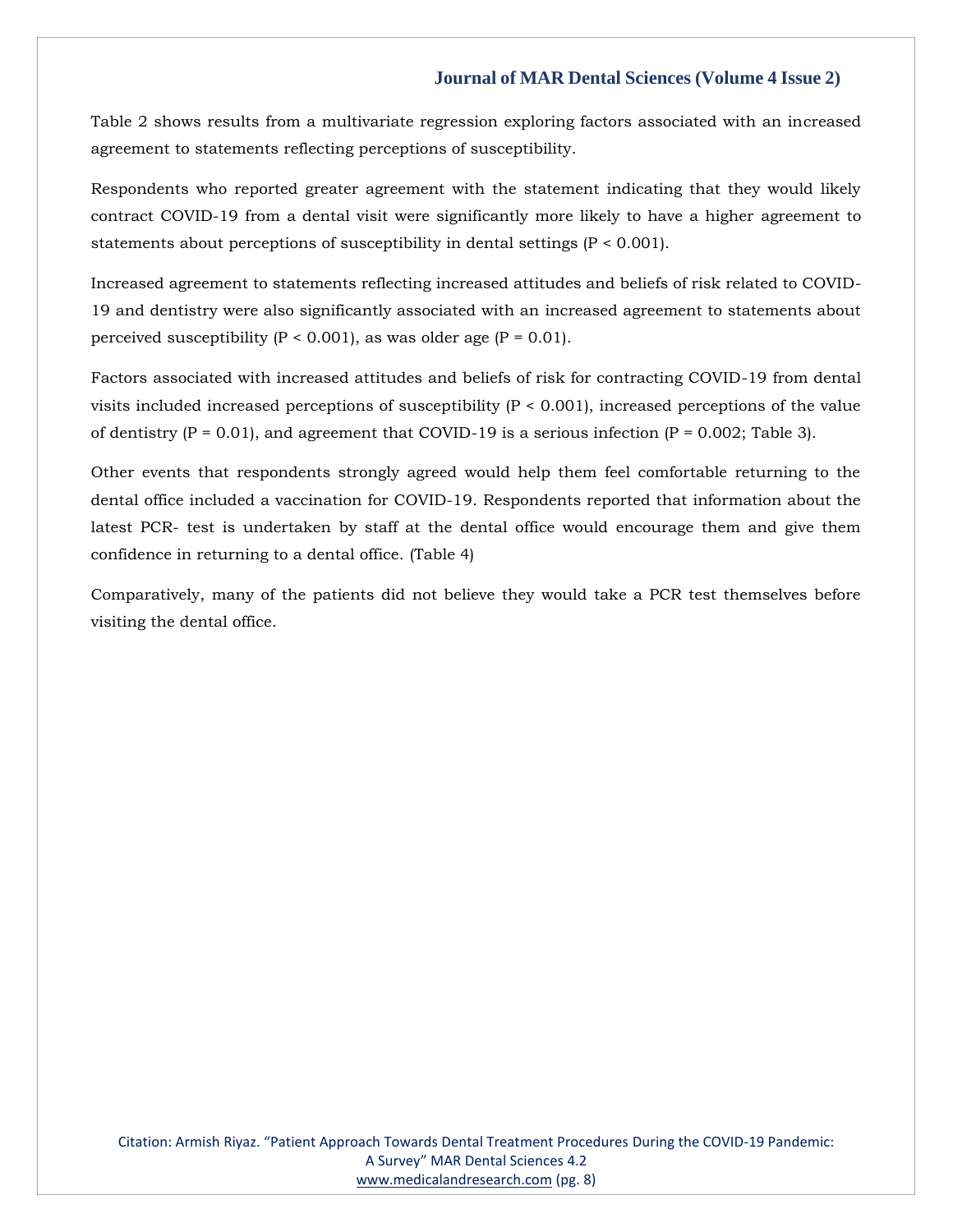Table 2 shows results from a multivariate regression exploring factors associated with an increased agreement to statements reflecting perceptions of susceptibility.

Respondents who reported greater agreement with the statement indicating that they would likely contract COVID-19 from a dental visit were significantly more likely to have a higher agreement to statements about perceptions of susceptibility in dental settings ($P < 0.001$).

Increased agreement to statements reflecting increased attitudes and beliefs of risk related to COVID-19 and dentistry were also significantly associated with an increased agreement to statements about perceived susceptibility ($P < 0.001$), as was older age ($P = 0.01$).

Factors associated with increased attitudes and beliefs of risk for contracting COVID-19 from dental visits included increased perceptions of susceptibility ($P < 0.001$), increased perceptions of the value of dentistry ($P = 0.01$), and agreement that COVID-19 is a serious infection ($P = 0.002$; Table 3).

Other events that respondents strongly agreed would help them feel comfortable returning to the dental office included a vaccination for COVID-19. Respondents reported that information about the latest PCR- test is undertaken by staff at the dental office would encourage them and give them confidence in returning to a dental office. (Table 4)

Comparatively, many of the patients did not believe they would take a PCR test themselves before visiting the dental office.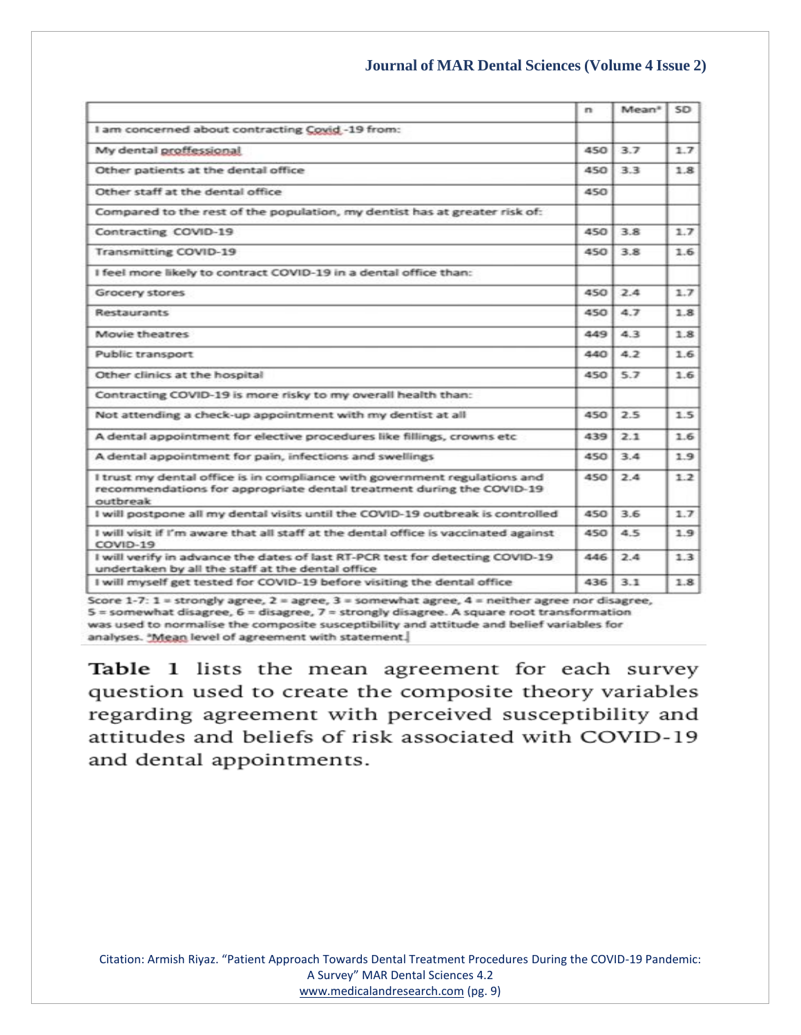| | n | Mean* | SD |
|---|---|---|---|
| I am concerned about contracting Covid -19 from: | | | |
| My dental proffessional | 450 | 3.7 | 1.7 |
| Other patients at the dental office | 450 | 3.3 | 1.8 |
| Other staff at the dental office | 450 | | |
| Compared to the rest of the population, my dentist has at greater risk of: | | | |
| Contracting COVID-19 | 450 | 3.8 | 1.7 |
| Transmitting COVID-19 | 450 | 3.8 | 1.6 |
| I feel more likely to contract COVID-19 in a dental office than: | | | |
| Grocery stores | 450 | 2.4 | 1.7 |
| Restaurants | 450 | 4.7 | 1.8 |
| Movie theatres | 449 | 4.3 | 1.8 |
| Public transport | 440 | 4.2 | 1.6 |
| Other clinics at the hospital | 450 | 5.7 | 1.6 |
| Contracting COVID-19 is more risky to my overall health than: | | | |
| Not attending a check-up appointment with my dentist at all | 450 | 2.5 | 1.5 |
| A dental appointment for elective procedures like fillings, crowns etc | 439 | 2.1 | 1.6 |
| A dental appointment for pain, infections and swellings | 450 | 3.4 | 1.9 |
| I trust my dental office is in compliance with government regulations and recommendations for appropriate dental treatment during the COVID-19 outbreak | 450 | 2.4 | 1.2 |
| I will postpone all my dental visits until the COVID-19 outbreak is controlled | 450 | 3.6 | 1.7 |
| I will visit if I'm aware that all staff at the dental office is vaccinated against COVID-19 | 450 | 4.5 | 1.9 |
| I will verify in advance the dates of last RT-PCR test for detecting COVID-19 undertaken by all the staff at the dental office | 446 | 2.4 | 1.3 |
| I will myself get tested for COVID-19 before visiting the dental office | 436 | 3.1 | 1.8 |

Score 1-7: 1 = strongly agree, 2 = agree, 3 = somewhat agree, 4 = neither agree nor disagree, 5 = somewhat disagree, 6 = disagree, 7 = strongly disagree. A square root transformation was used to normalise the composite susceptibility and attitude and belief variables for analyses. *Mean level of agreement with statement.

**Table 1** lists the mean agreement for each survey question used to create the composite theory variables regarding agreement with perceived susceptibility and attitudes and beliefs of risk associated with COVID-19 and dental appointments.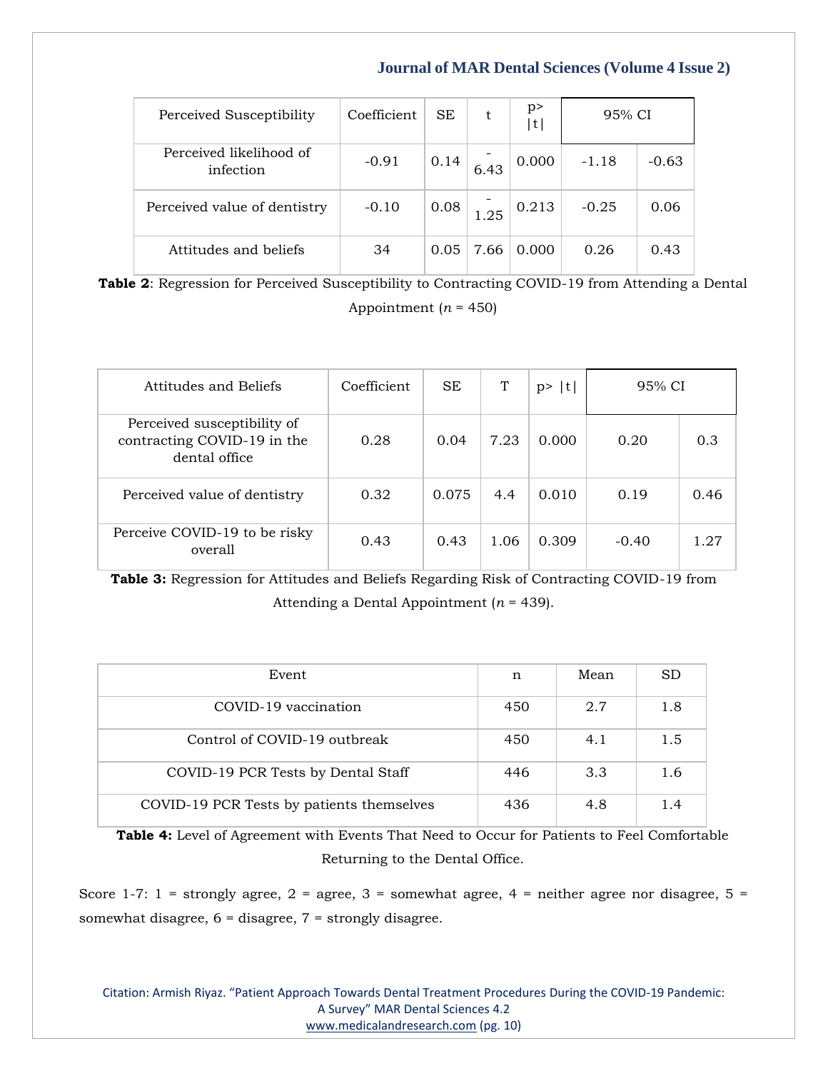| Perceived Susceptibility | Coefficient | SE | t | p> \|t\| | 95% CI | |
|---|---|---|---|---|---|---|
| Perceived likelihood of infection | -0.91 | 0.14 | -6.43 | 0.000 | -1.18 | -0.63 |
| Perceived value of dentistry | -0.10 | 0.08 | -1.25 | 0.213 | -0.25 | 0.06 |
| Attitudes and beliefs | 34 | 0.05 | 7.66 | 0.000 | 0.26 | 0.43 |

**Table 2**: Regression for Perceived Susceptibility to Contracting COVID-19 from Attending a Dental Appointment ($n$ = 450)

| Attitudes and Beliefs | Coefficient | SE | T | p> \|t\| | 95% CI | |
|---|---|---|---|---|---|---|
| Perceived susceptibility of contracting COVID-19 in the dental office | 0.28 | 0.04 | 7.23 | 0.000 | 0.20 | 0.3 |
| Perceived value of dentistry | 0.32 | 0.075 | 4.4 | 0.010 | 0.19 | 0.46 |
| Perceive COVID-19 to be risky overall | 0.43 | 0.43 | 1.06 | 0.309 | -0.40 | 1.27 |

**Table 3:** Regression for Attitudes and Beliefs Regarding Risk of Contracting COVID-19 from Attending a Dental Appointment ($n$ = 439).

| Event | n | Mean | SD |
|---|---|---|---|
| COVID-19 vaccination | 450 | 2.7 | 1.8 |
| Control of COVID-19 outbreak | 450 | 4.1 | 1.5 |
| COVID-19 PCR Tests by Dental Staff | 446 | 3.3 | 1.6 |
| COVID-19 PCR Tests by patients themselves | 436 | 4.8 | 1.4 |

**Table 4:** Level of Agreement with Events That Need to Occur for Patients to Feel Comfortable Returning to the Dental Office.

Score 1-7: 1 = strongly agree, 2 = agree, 3 = somewhat agree, 4 = neither agree nor disagree, 5 = somewhat disagree, 6 = disagree, 7 = strongly disagree.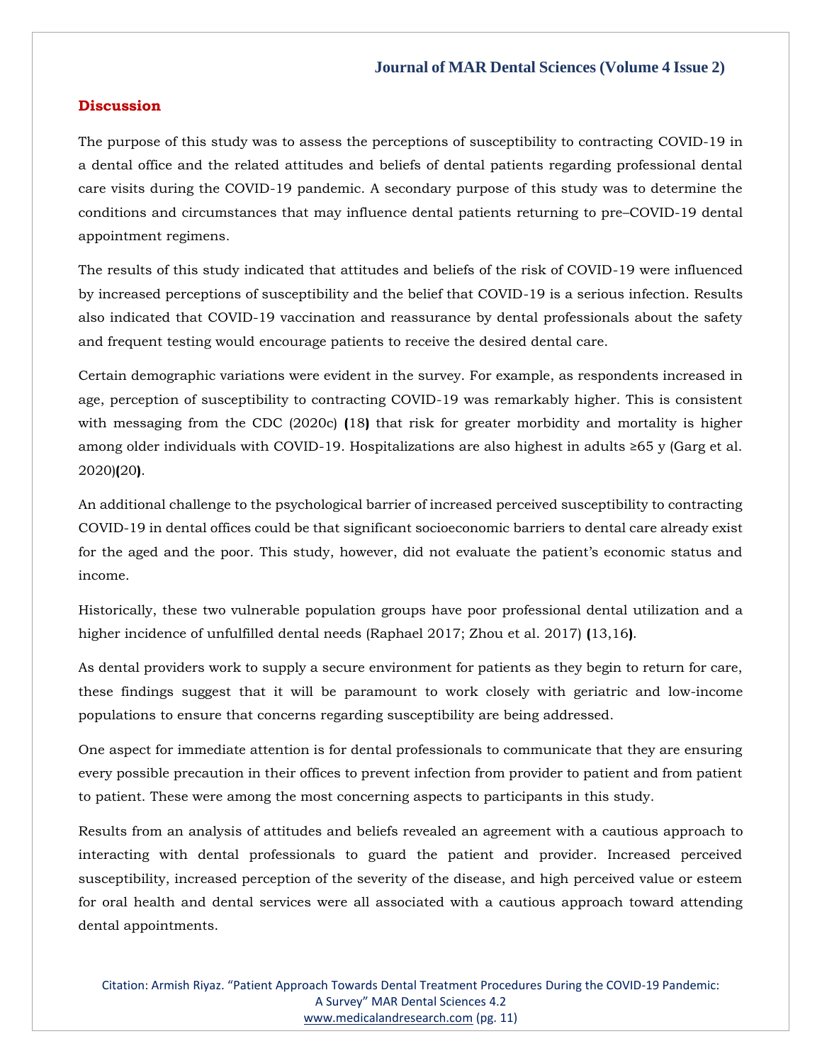## Discussion

The purpose of this study was to assess the perceptions of susceptibility to contracting COVID-19 in a dental office and the related attitudes and beliefs of dental patients regarding professional dental care visits during the COVID-19 pandemic. A secondary purpose of this study was to determine the conditions and circumstances that may influence dental patients returning to pre–COVID-19 dental appointment regimens.

The results of this study indicated that attitudes and beliefs of the risk of COVID-19 were influenced by increased perceptions of susceptibility and the belief that COVID-19 is a serious infection. Results also indicated that COVID-19 vaccination and reassurance by dental professionals about the safety and frequent testing would encourage patients to receive the desired dental care.

Certain demographic variations were evident in the survey. For example, as respondents increased in age, perception of susceptibility to contracting COVID-19 was remarkably higher. This is consistent with messaging from the CDC (2020c) **(**18**)** that risk for greater morbidity and mortality is higher among older individuals with COVID-19. Hospitalizations are also highest in adults ≥65 y (Garg et al. 2020)**(**20**)**.

An additional challenge to the psychological barrier of increased perceived susceptibility to contracting COVID-19 in dental offices could be that significant socioeconomic barriers to dental care already exist for the aged and the poor. This study, however, did not evaluate the patient's economic status and income.

Historically, these two vulnerable population groups have poor professional dental utilization and a higher incidence of unfulfilled dental needs (Raphael 2017; Zhou et al. 2017) **(**13,16**)**.

As dental providers work to supply a secure environment for patients as they begin to return for care, these findings suggest that it will be paramount to work closely with geriatric and low-income populations to ensure that concerns regarding susceptibility are being addressed.

One aspect for immediate attention is for dental professionals to communicate that they are ensuring every possible precaution in their offices to prevent infection from provider to patient and from patient to patient. These were among the most concerning aspects to participants in this study.

Results from an analysis of attitudes and beliefs revealed an agreement with a cautious approach to interacting with dental professionals to guard the patient and provider. Increased perceived susceptibility, increased perception of the severity of the disease, and high perceived value or esteem for oral health and dental services were all associated with a cautious approach toward attending dental appointments.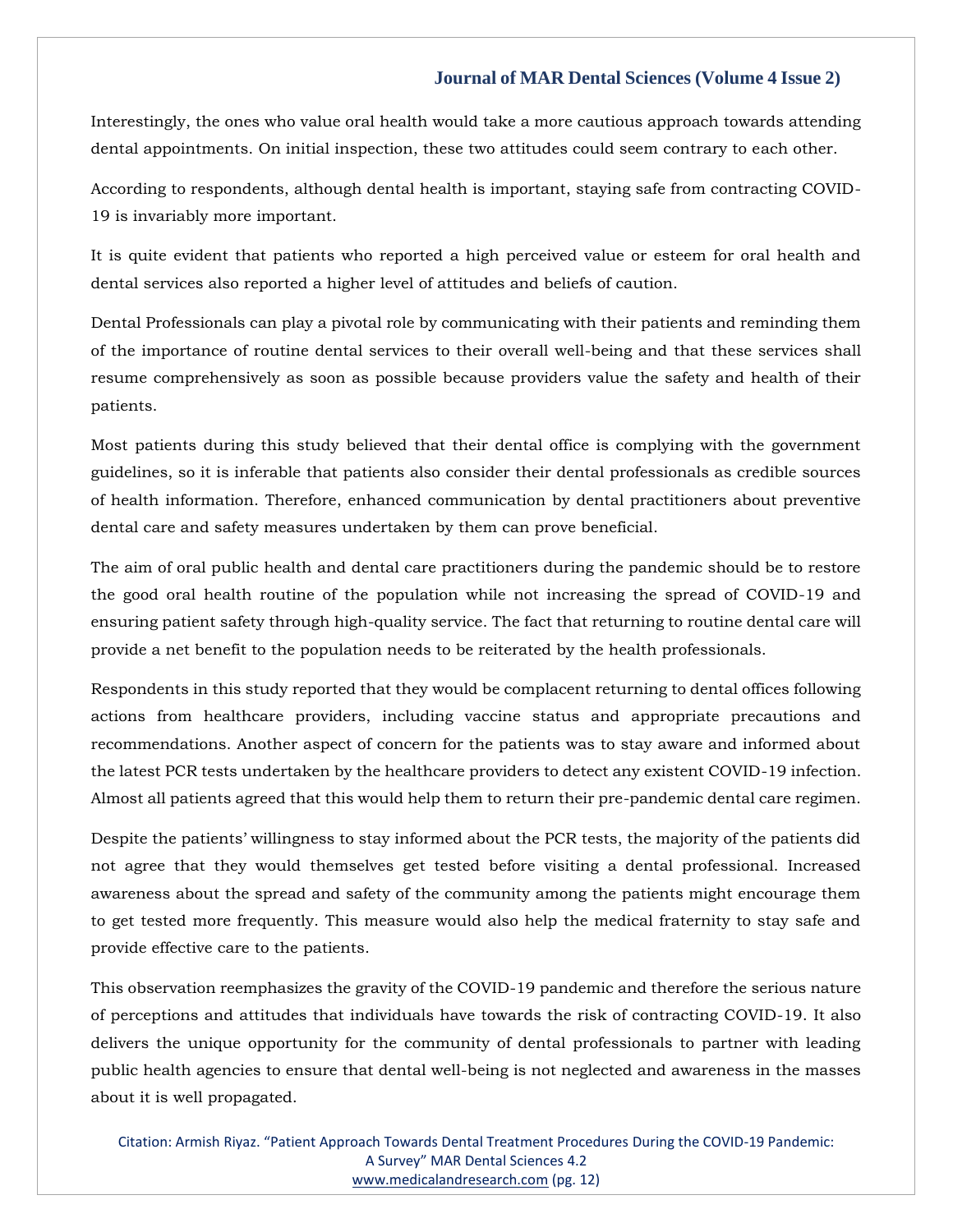Interestingly, the ones who value oral health would take a more cautious approach towards attending dental appointments. On initial inspection, these two attitudes could seem contrary to each other.

According to respondents, although dental health is important, staying safe from contracting COVID-19 is invariably more important.

It is quite evident that patients who reported a high perceived value or esteem for oral health and dental services also reported a higher level of attitudes and beliefs of caution.

Dental Professionals can play a pivotal role by communicating with their patients and reminding them of the importance of routine dental services to their overall well-being and that these services shall resume comprehensively as soon as possible because providers value the safety and health of their patients.

Most patients during this study believed that their dental office is complying with the government guidelines, so it is inferable that patients also consider their dental professionals as credible sources of health information. Therefore, enhanced communication by dental practitioners about preventive dental care and safety measures undertaken by them can prove beneficial.

The aim of oral public health and dental care practitioners during the pandemic should be to restore the good oral health routine of the population while not increasing the spread of COVID-19 and ensuring patient safety through high-quality service. The fact that returning to routine dental care will provide a net benefit to the population needs to be reiterated by the health professionals.

Respondents in this study reported that they would be complacent returning to dental offices following actions from healthcare providers, including vaccine status and appropriate precautions and recommendations. Another aspect of concern for the patients was to stay aware and informed about the latest PCR tests undertaken by the healthcare providers to detect any existent COVID-19 infection. Almost all patients agreed that this would help them to return their pre-pandemic dental care regimen.

Despite the patients' willingness to stay informed about the PCR tests, the majority of the patients did not agree that they would themselves get tested before visiting a dental professional. Increased awareness about the spread and safety of the community among the patients might encourage them to get tested more frequently. This measure would also help the medical fraternity to stay safe and provide effective care to the patients.

This observation reemphasizes the gravity of the COVID-19 pandemic and therefore the serious nature of perceptions and attitudes that individuals have towards the risk of contracting COVID-19. It also delivers the unique opportunity for the community of dental professionals to partner with leading public health agencies to ensure that dental well-being is not neglected and awareness in the masses about it is well propagated.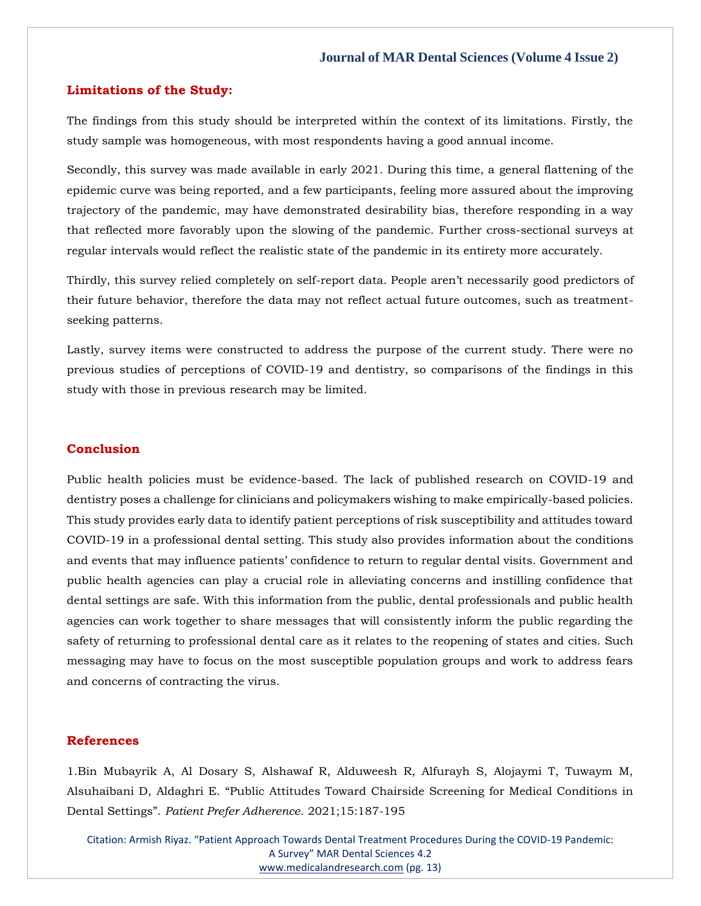## Limitations of the Study:

The findings from this study should be interpreted within the context of its limitations. Firstly, the study sample was homogeneous, with most respondents having a good annual income.

Secondly, this survey was made available in early 2021. During this time, a general flattening of the epidemic curve was being reported, and a few participants, feeling more assured about the improving trajectory of the pandemic, may have demonstrated desirability bias, therefore responding in a way that reflected more favorably upon the slowing of the pandemic. Further cross-sectional surveys at regular intervals would reflect the realistic state of the pandemic in its entirety more accurately.

Thirdly, this survey relied completely on self-report data. People aren't necessarily good predictors of their future behavior, therefore the data may not reflect actual future outcomes, such as treatment-seeking patterns.

Lastly, survey items were constructed to address the purpose of the current study. There were no previous studies of perceptions of COVID-19 and dentistry, so comparisons of the findings in this study with those in previous research may be limited.

## Conclusion

Public health policies must be evidence-based. The lack of published research on COVID-19 and dentistry poses a challenge for clinicians and policymakers wishing to make empirically-based policies. This study provides early data to identify patient perceptions of risk susceptibility and attitudes toward COVID-19 in a professional dental setting. This study also provides information about the conditions and events that may influence patients' confidence to return to regular dental visits. Government and public health agencies can play a crucial role in alleviating concerns and instilling confidence that dental settings are safe. With this information from the public, dental professionals and public health agencies can work together to share messages that will consistently inform the public regarding the safety of returning to professional dental care as it relates to the reopening of states and cities. Such messaging may have to focus on the most susceptible population groups and work to address fears and concerns of contracting the virus.

## References

1. Bin Mubayrik A, Al Dosary S, Alshawaf R, Alduweesh R, Alfurayh S, Alojaymi T, Tuwaym M, Alsuhaibani D, Aldaghri E. "Public Attitudes Toward Chairside Screening for Medical Conditions in Dental Settings". *Patient Prefer Adherence*. 2021;15:187-195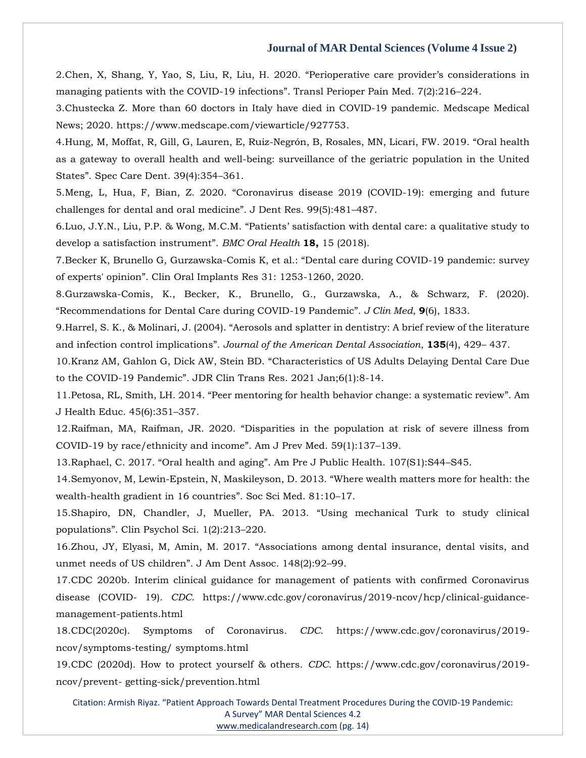2.Chen, X, Shang, Y, Yao, S, Liu, R, Liu, H. 2020. “Perioperative care provider’s considerations in managing patients with the COVID-19 infections”. Transl Perioper Pain Med. 7(2):216–224.

3.Chustecka Z. More than 60 doctors in Italy have died in COVID-19 pandemic. Medscape Medical News; 2020. https://www.medscape.com/viewarticle/927753.

4.Hung, M, Moffat, R, Gill, G, Lauren, E, Ruiz-Negrón, B, Rosales, MN, Licari, FW. 2019. “Oral health as a gateway to overall health and well-being: surveillance of the geriatric population in the United States”. Spec Care Dent. 39(4):354–361.

5.Meng, L, Hua, F, Bian, Z. 2020. “Coronavirus disease 2019 (COVID-19): emerging and future challenges for dental and oral medicine”. J Dent Res. 99(5):481–487.

6.Luo, J.Y.N., Liu, P.P. & Wong, M.C.M. “Patients’ satisfaction with dental care: a qualitative study to develop a satisfaction instrument”. *BMC Oral Health* **18,** 15 (2018).

7.Becker K, Brunello G, Gurzawska-Comis K, et al.: “Dental care during COVID-19 pandemic: survey of experts' opinion”. Clin Oral Implants Res 31: 1253-1260, 2020.

8.Gurzawska-Comis, K., Becker, K., Brunello, G., Gurzawska, A., & Schwarz, F. (2020). “Recommendations for Dental Care during COVID-19 Pandemic”. *J Clin Med*, **9**(6), 1833.

9.Harrel, S. K., & Molinari, J. (2004). “Aerosols and splatter in dentistry: A brief review of the literature and infection control implications”. *Journal of the American Dental Association*, **135**(4), 429– 437.

10.Kranz AM, Gahlon G, Dick AW, Stein BD. “Characteristics of US Adults Delaying Dental Care Due to the COVID-19 Pandemic”. JDR Clin Trans Res. 2021 Jan;6(1):8-14.

11.Petosa, RL, Smith, LH. 2014. “Peer mentoring for health behavior change: a systematic review”. Am J Health Educ. 45(6):351–357.

12.Raifman, MA, Raifman, JR. 2020. “Disparities in the population at risk of severe illness from COVID-19 by race/ethnicity and income”. Am J Prev Med. 59(1):137–139.

13.Raphael, C. 2017. “Oral health and aging”. Am Pre J Public Health. 107(S1):S44–S45.

14.Semyonov, M, Lewin-Epstein, N, Maskileyson, D. 2013. “Where wealth matters more for health: the wealth-health gradient in 16 countries”. Soc Sci Med. 81:10–17.

15.Shapiro, DN, Chandler, J, Mueller, PA. 2013. “Using mechanical Turk to study clinical populations”. Clin Psychol Sci. 1(2):213–220.

16.Zhou, JY, Elyasi, M, Amin, M. 2017. “Associations among dental insurance, dental visits, and unmet needs of US children”. J Am Dent Assoc. 148(2):92–99.

17.CDC 2020b. Interim clinical guidance for management of patients with confirmed Coronavirus disease (COVID- 19). *CDC*. https://www.cdc.gov/coronavirus/2019-ncov/hcp/clinical-guidance-management-patients.html

18.CDC(2020c). Symptoms of Coronavirus. *CDC*. https://www.cdc.gov/coronavirus/2019-ncov/symptoms-testing/ symptoms.html

19.CDC (2020d). How to protect yourself & others. *CDC*. https://www.cdc.gov/coronavirus/2019-ncov/prevent- getting-sick/prevention.html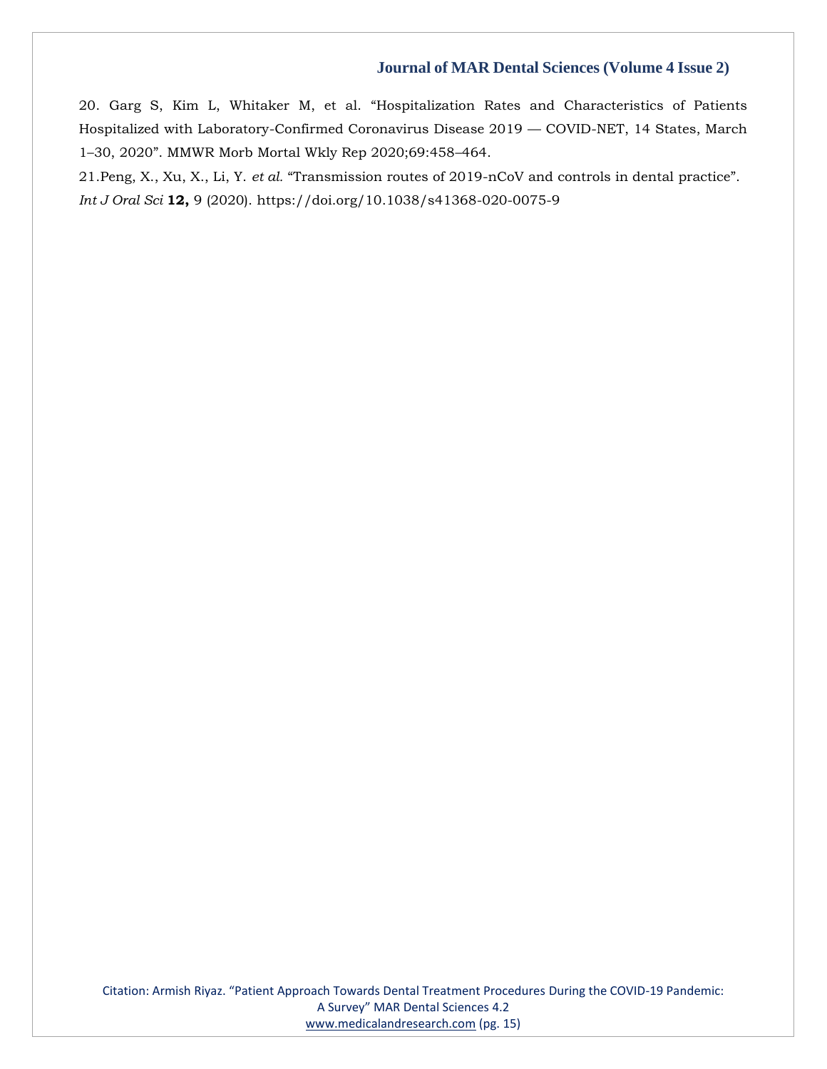20. Garg S, Kim L, Whitaker M, et al. "Hospitalization Rates and Characteristics of Patients Hospitalized with Laboratory-Confirmed Coronavirus Disease 2019 — COVID-NET, 14 States, March 1–30, 2020". MMWR Morb Mortal Wkly Rep 2020;69:458–464.

21.Peng, X., Xu, X., Li, Y. *et al.* "Transmission routes of 2019-nCoV and controls in dental practice". *Int J Oral Sci* **12,** 9 (2020). https://doi.org/10.1038/s41368-020-0075-9